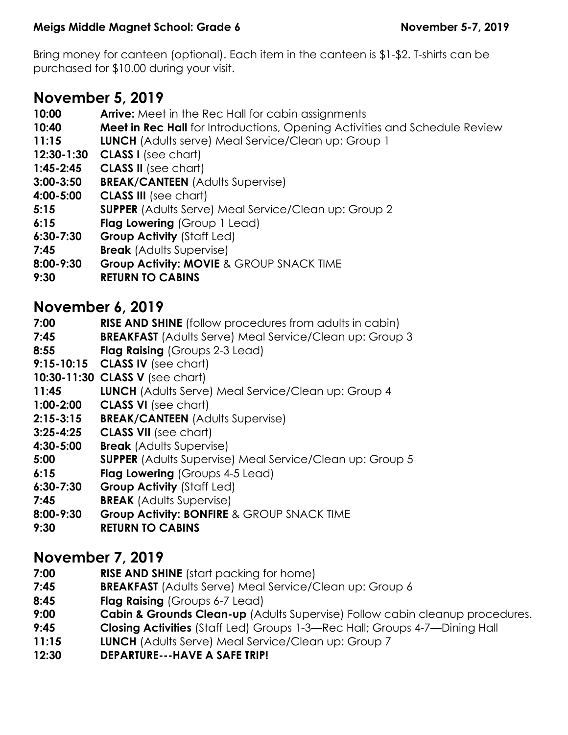**Meigs Middle Magnet School: Grade 6** **November 5-7, 2019**

Bring money for canteen (optional). Each item in the canteen is $1-$2. T-shirts can be purchased for $10.00 during your visit.

## November 5, 2019

**10:00** **Arrive:** Meet in the Rec Hall for cabin assignments
**10:40** **Meet in Rec Hall** for Introductions, Opening Activities and Schedule Review
**11:15** **LUNCH** (Adults serve) Meal Service/Clean up: Group 1
**12:30-1:30** **CLASS I** (see chart)
**1:45-2:45** **CLASS II** (see chart)
**3:00-3:50** **BREAK/CANTEEN** (Adults Supervise)
**4:00-5:00** **CLASS III** (see chart)
**5:15** **SUPPER** (Adults Serve) Meal Service/Clean up: Group 2
**6:15** **Flag Lowering** (Group 1 Lead)
**6:30-7:30** **Group Activity** (Staff Led)
**7:45** **Break** (Adults Supervise)
**8:00-9:30** **Group Activity: MOVIE** & GROUP SNACK TIME
**9:30** **RETURN TO CABINS**

## November 6, 2019

**7:00** **RISE AND SHINE** (follow procedures from adults in cabin)
**7:45** **BREAKFAST** (Adults Serve) Meal Service/Clean up: Group 3
**8:55** **Flag Raising** (Groups 2-3 Lead)
**9:15-10:15** **CLASS IV** (see chart)
**10:30-11:30** **CLASS V** (see chart)
**11:45** **LUNCH** (Adults Serve) Meal Service/Clean up: Group 4
**1:00-2:00** **CLASS VI** (see chart)
**2:15-3:15** **BREAK/CANTEEN** (Adults Supervise)
**3:25-4:25** **CLASS VII** (see chart)
**4:30-5:00** **Break** (Adults Supervise)
**5:00** **SUPPER** (Adults Supervise) Meal Service/Clean up: Group 5
**6:15** **Flag Lowering** (Groups 4-5 Lead)
**6:30-7:30** **Group Activity** (Staff Led)
**7:45** **BREAK** (Adults Supervise)
**8:00-9:30** **Group Activity: BONFIRE** & GROUP SNACK TIME
**9:30** **RETURN TO CABINS**

## November 7, 2019

**7:00** **RISE AND SHINE** (start packing for home)
**7:45** **BREAKFAST** (Adults Serve) Meal Service/Clean up: Group 6
**8:45** **Flag Raising** (Groups 6-7 Lead)
**9:00** **Cabin & Grounds Clean-up** (Adults Supervise) Follow cabin cleanup procedures.
**9:45** **Closing Activities** (Staff Led) Groups 1-3—Rec Hall; Groups 4-7—Dining Hall
**11:15** **LUNCH** (Adults Serve) Meal Service/Clean up: Group 7
**12:30** **DEPARTURE---HAVE A SAFE TRIP!**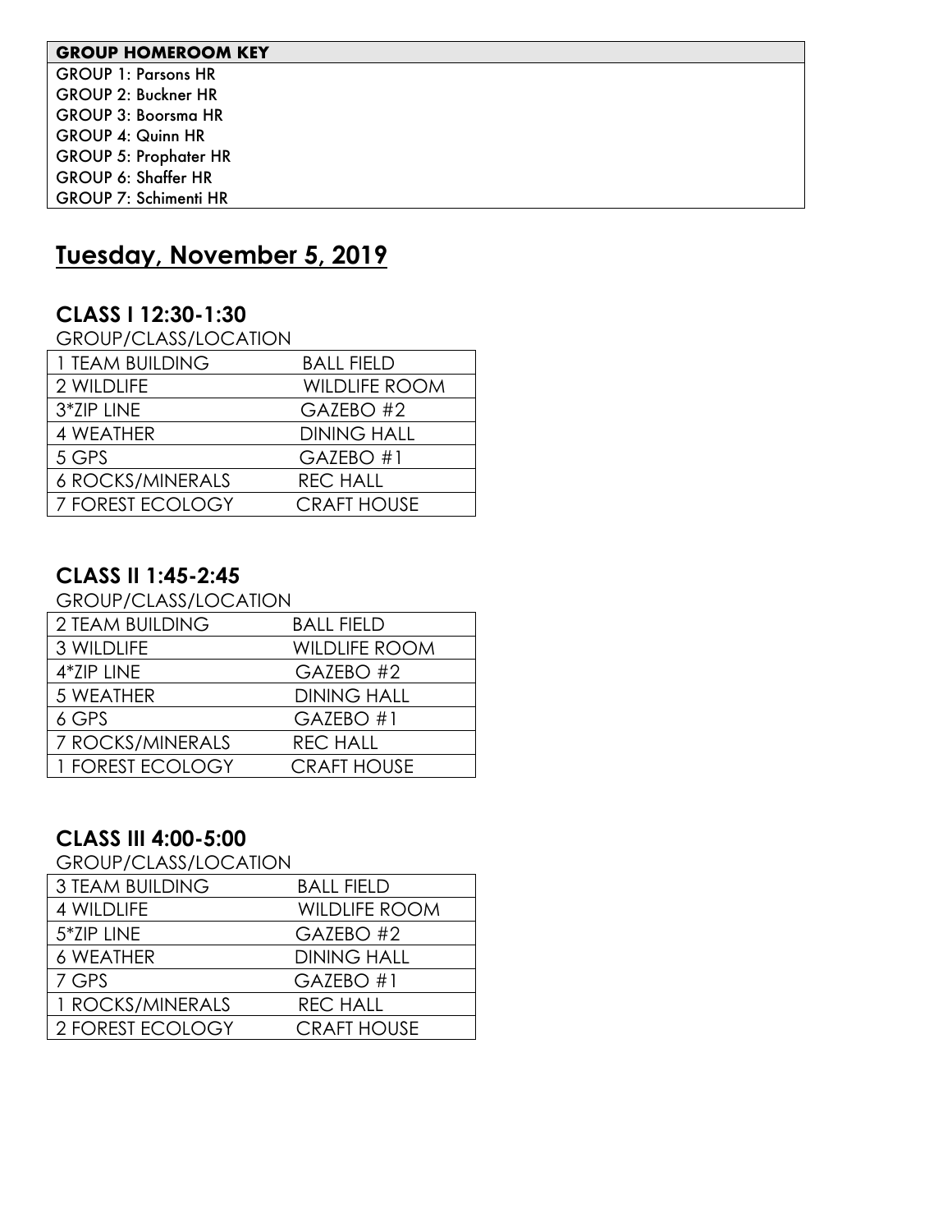| GROUP HOMEROOM KEY |
| --- |
| GROUP 1: Parsons HR |
| GROUP 2: Buckner HR |
| GROUP 3: Boorsma HR |
| GROUP 4: Quinn HR |
| GROUP 5: Prophater HR |
| GROUP 6: Shaffer HR |
| GROUP 7: Schimenti HR |

# Tuesday, November 5, 2019

## CLASS I 12:30-1:30

GROUP/CLASS/LOCATION

| | |
| --- | --- |
| 1 TEAM BUILDING | BALL FIELD |
| 2 WILDLIFE | WILDLIFE ROOM |
| 3*ZIP LINE | GAZEBO #2 |
| 4 WEATHER | DINING HALL |
| 5 GPS | GAZEBO #1 |
| 6 ROCKS/MINERALS | REC HALL |
| 7 FOREST ECOLOGY | CRAFT HOUSE |

## CLASS II 1:45-2:45

GROUP/CLASS/LOCATION

| | |
| --- | --- |
| 2 TEAM BUILDING | BALL FIELD |
| 3 WILDLIFE | WILDLIFE ROOM |
| 4*ZIP LINE | GAZEBO #2 |
| 5 WEATHER | DINING HALL |
| 6 GPS | GAZEBO #1 |
| 7 ROCKS/MINERALS | REC HALL |
| 1 FOREST ECOLOGY | CRAFT HOUSE |

## CLASS III 4:00-5:00

GROUP/CLASS/LOCATION

| | |
| --- | --- |
| 3 TEAM BUILDING | BALL FIELD |
| 4 WILDLIFE | WILDLIFE ROOM |
| 5*ZIP LINE | GAZEBO #2 |
| 6 WEATHER | DINING HALL |
| 7 GPS | GAZEBO #1 |
| 1 ROCKS/MINERALS | REC HALL |
| 2 FOREST ECOLOGY | CRAFT HOUSE |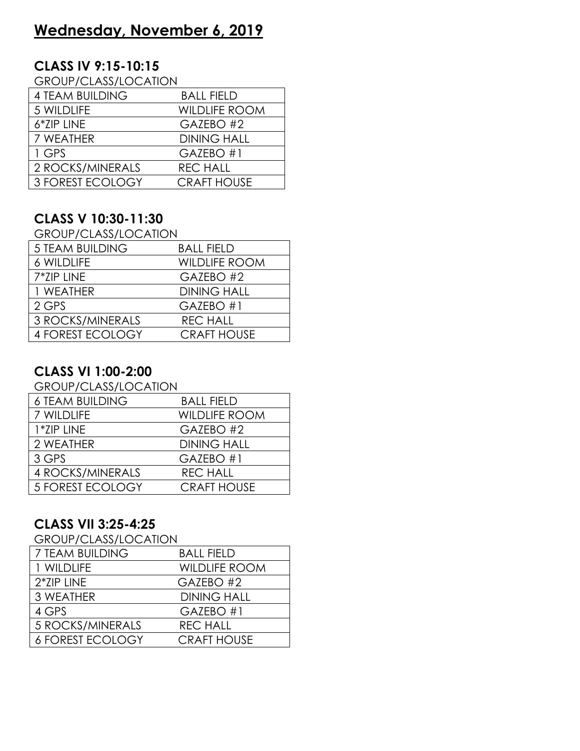# Wednesday, November 6, 2019

### CLASS IV 9:15-10:15

GROUP/CLASS/LOCATION

| | |
|---|---|
| 4 TEAM BUILDING | BALL FIELD |
| 5 WILDLIFE | WILDLIFE ROOM |
| 6*ZIP LINE | GAZEBO #2 |
| 7 WEATHER | DINING HALL |
| 1 GPS | GAZEBO #1 |
| 2 ROCKS/MINERALS | REC HALL |
| 3 FOREST ECOLOGY | CRAFT HOUSE |

### CLASS V 10:30-11:30

GROUP/CLASS/LOCATION

| | |
|---|---|
| 5 TEAM BUILDING | BALL FIELD |
| 6 WILDLIFE | WILDLIFE ROOM |
| 7*ZIP LINE | GAZEBO #2 |
| 1 WEATHER | DINING HALL |
| 2 GPS | GAZEBO #1 |
| 3 ROCKS/MINERALS | REC HALL |
| 4 FOREST ECOLOGY | CRAFT HOUSE |

### CLASS VI 1:00-2:00

GROUP/CLASS/LOCATION

| | |
|---|---|
| 6 TEAM BUILDING | BALL FIELD |
| 7 WILDLIFE | WILDLIFE ROOM |
| 1*ZIP LINE | GAZEBO #2 |
| 2 WEATHER | DINING HALL |
| 3 GPS | GAZEBO #1 |
| 4 ROCKS/MINERALS | REC HALL |
| 5 FOREST ECOLOGY | CRAFT HOUSE |

### CLASS VII 3:25-4:25

GROUP/CLASS/LOCATION

| | |
|---|---|
| 7 TEAM BUILDING | BALL FIELD |
| 1 WILDLIFE | WILDLIFE ROOM |
| 2*ZIP LINE | GAZEBO #2 |
| 3 WEATHER | DINING HALL |
| 4 GPS | GAZEBO #1 |
| 5 ROCKS/MINERALS | REC HALL |
| 6 FOREST ECOLOGY | CRAFT HOUSE |